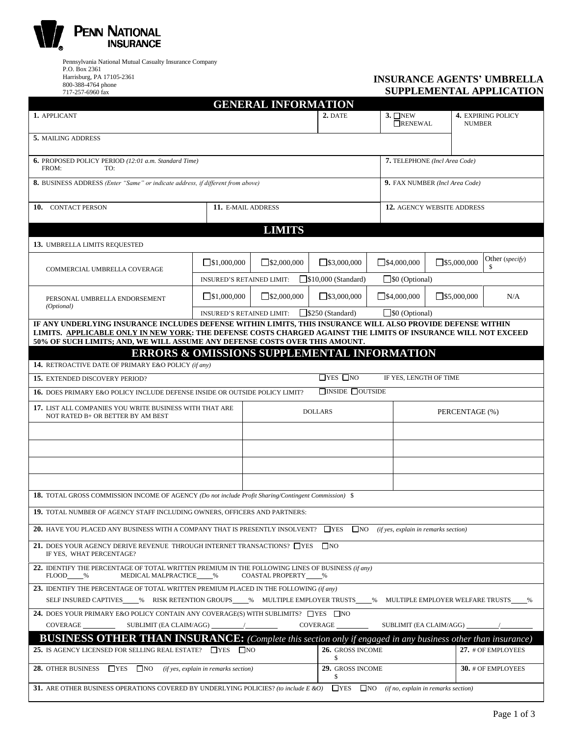**PENN NATIONAL INSURANCE**

Pennsylvania National Mutual Casualty Insurance Company
P.O. Box 2361
Harrisburg, PA 17105-2361
800-388-4764 phone
717-257-6960 fax

# INSURANCE AGENTS' UMBRELLA SUPPLEMENTAL APPLICATION

## GENERAL INFORMATION

| **1.** APPLICANT | **2.** DATE | **3.** ☐NEW ☐RENEWAL | **4.** EXPIRING POLICY NUMBER |
|---|---|---|---|
| **5.** MAILING ADDRESS | | | |
| **6.** PROPOSED POLICY PERIOD *(12:01 a.m. Standard Time)* FROM: TO: | | **7.** TELEPHONE *(Incl Area Code)* | |
| **8.** BUSINESS ADDRESS *(Enter "Same" or indicate address, if different from above)* | | **9.** FAX NUMBER *(Incl Area Code)* | |
| **10.** CONTACT PERSON | **11.** E-MAIL ADDRESS | **12.** AGENCY WEBSITE ADDRESS | |

## LIMITS

**13.** UMBRELLA LIMITS REQUESTED

| | | | | | | |
|---|---|---|---|---|---|---|
| COMMERCIAL UMBRELLA COVERAGE | ☐$1,000,000 | ☐$2,000,000 | ☐$3,000,000 | ☐$4,000,000 | ☐$5,000,000 | Other *(specify)* $ |
| | INSURED'S RETAINED LIMIT: | ☐$10,000 (Standard) | ☐$0 (Optional) | | | |
| PERSONAL UMBRELLA ENDORSEMENT *(Optional)* | ☐$1,000,000 | ☐$2,000,000 | ☐$3,000,000 | ☐$4,000,000 | ☐$5,000,000 | N/A |
| | INSURED'S RETAINED LIMIT: | ☐$250 (Standard) | ☐$0 (Optional) | | | |

**IF ANY UNDERLYING INSURANCE INCLUDES DEFENSE WITHIN LIMITS, THIS INSURANCE WILL ALSO PROVIDE DEFENSE WITHIN LIMITS. APPLICABLE ONLY IN NEW YORK: THE DEFENSE COSTS CHARGED AGAINST THE LIMITS OF INSURANCE WILL NOT EXCEED 50% OF SUCH LIMITS; AND, WE WILL ASSUME ANY DEFENSE COSTS OVER THIS AMOUNT.**

## ERRORS & OMISSIONS SUPPLEMENTAL INFORMATION

**14.** RETROACTIVE DATE OF PRIMARY E&O POLICY *(if any)*

**15.** EXTENDED DISCOVERY PERIOD? ☐YES ☐NO IF YES, LENGTH OF TIME

**16.** DOES PRIMARY E&O POLICY INCLUDE DEFENSE INSIDE OR OUTSIDE POLICY LIMIT? ☐INSIDE ☐OUTSIDE

| **17.** LIST ALL COMPANIES YOU WRITE BUSINESS WITH THAT ARE NOT RATED B+ OR BETTER BY AM BEST | DOLLARS | PERCENTAGE (%) |
|---|---|---|
| | | |
| | | |
| | | |
| | | |

**18.** TOTAL GROSS COMMISSION INCOME OF AGENCY *(Do not include Profit Sharing/Contingent Commission)* $

**19.** TOTAL NUMBER OF AGENCY STAFF INCLUDING OWNERS, OFFICERS AND PARTNERS:

**20.** HAVE YOU PLACED ANY BUSINESS WITH A COMPANY THAT IS PRESENTLY INSOLVENT? ☐YES ☐NO *(if yes, explain in remarks section)*

**21.** DOES YOUR AGENCY DERIVE REVENUE THROUGH INTERNET TRANSACTIONS? ☐YES ☐NO
IF YES, WHAT PERCENTAGE?

**22.** IDENTIFY THE PERCENTAGE OF TOTAL WRITTEN PREMIUM IN THE FOLLOWING LINES OF BUSINESS *(if any)*
FLOOD____% MEDICAL MALPRACTICE____% COASTAL PROPERTY____%

**23.** IDENTIFY THE PERCENTAGE OF TOTAL WRITTEN PREMIUM PLACED IN THE FOLLOWING *(if any)*
SELF INSURED CAPTIVES____% RISK RETENTION GROUPS____% MULTIPLE EMPLOYER TRUSTS____% MULTIPLE EMPLOYER WELFARE TRUSTS____%

**24.** DOES YOUR PRIMARY E&O POLICY CONTAIN ANY COVERAGE(S) WITH SUBLIMITS? ☐YES ☐NO
COVERAGE ________ SUBLIMIT (EA CLAIM/AGG) ________/________ COVERAGE ________ SUBLIMIT (EA CLAIM/AGG) ________/________

## BUSINESS OTHER THAN INSURANCE: *(Complete this section only if engaged in any business other than insurance)*

| | | |
|---|---|---|
| **25.** IS AGENCY LICENSED FOR SELLING REAL ESTATE? ☐YES ☐NO | **26.** GROSS INCOME $ | **27.** # OF EMPLOYEES |
| **28.** OTHER BUSINESS ☐YES ☐NO *(if yes, explain in remarks section)* | **29.** GROSS INCOME $ | **30.** # OF EMPLOYEES |

**31.** ARE OTHER BUSINESS OPERATIONS COVERED BY UNDERLYING POLICIES? *(to include E &O)* ☐YES ☐NO *(if no, explain in remarks section)*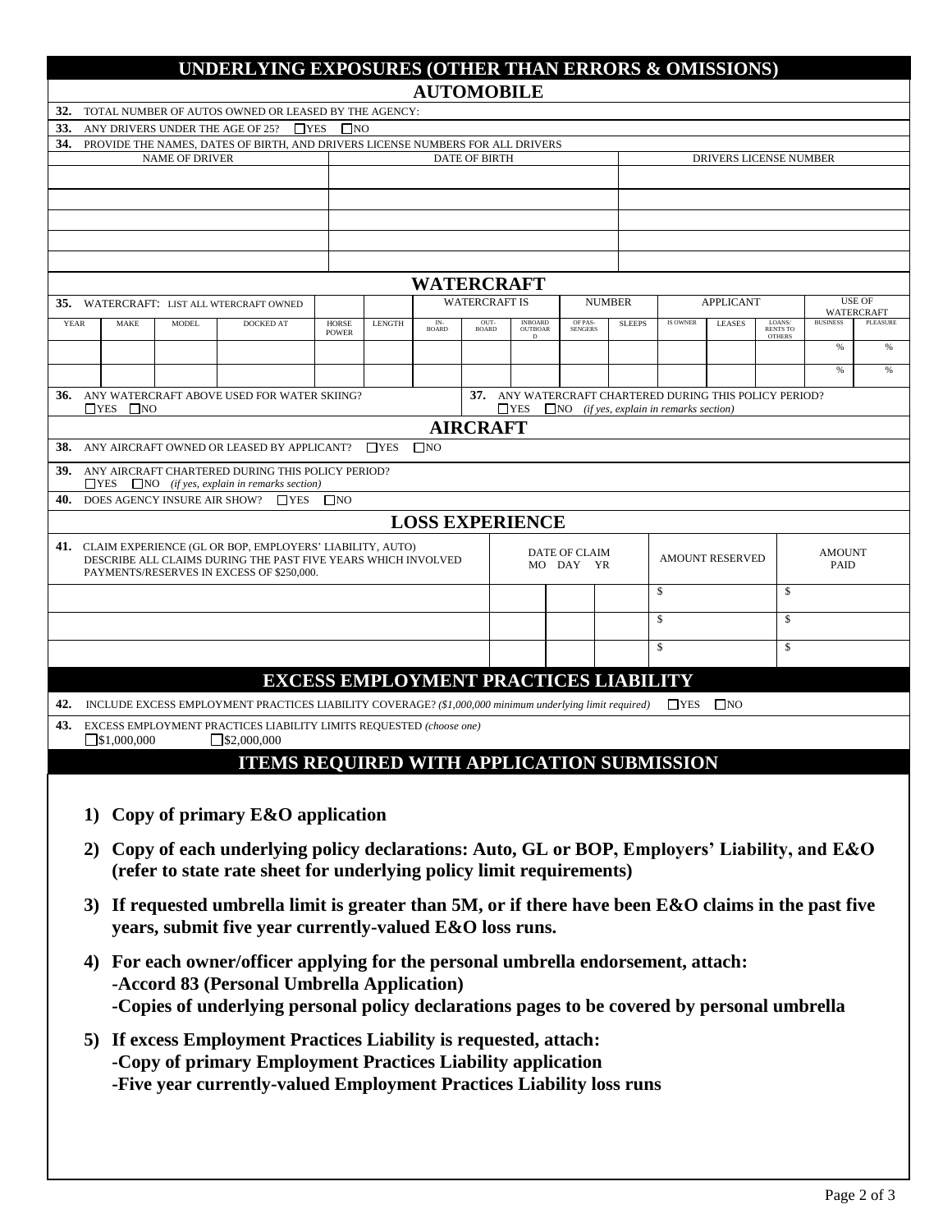# UNDERLYING EXPOSURES (OTHER THAN ERRORS & OMISSIONS)

## AUTOMOBILE

**32.** TOTAL NUMBER OF AUTOS OWNED OR LEASED BY THE AGENCY:

**33.** ANY DRIVERS UNDER THE AGE OF 25? ☐YES ☐NO

**34.** PROVIDE THE NAMES, DATES OF BIRTH, AND DRIVERS LICENSE NUMBERS FOR ALL DRIVERS

| NAME OF DRIVER | DATE OF BIRTH | DRIVERS LICENSE NUMBER |
|---|---|---|
| | | |
| | | |
| | | |
| | | |
| | | |

## WATERCRAFT

**35.** WATERCRAFT: LIST ALL WTERCRAFT OWNED

| YEAR | MAKE | MODEL | DOCKED AT | HORSE POWER | LENGTH | WATERCRAFT IS: IN-BOARD | OUT-BOARD | INBOARD OUTBOARD | NUMBER: OF PAS-SENGERS | SLEEPS | APPLICANT: IS OWNER | LEASES | LOANS/ RENTS TO OTHERS | USE OF WATERCRAFT: BUSINESS | PLEASURE |
|---|---|---|---|---|---|---|---|---|---|---|---|---|---|---|---|
| | | | | | | | | | | | | | | % | % |
| | | | | | | | | | | | | | | % | % |

**36.** ANY WATERCRAFT ABOVE USED FOR WATER SKIING? ☐YES ☐NO

**37.** ANY WATERCRAFT CHARTERED DURING THIS POLICY PERIOD? ☐YES ☐NO *(if yes, explain in remarks section)*

## AIRCRAFT

**38.** ANY AIRCRAFT OWNED OR LEASED BY APPLICANT? ☐YES ☐NO

**39.** ANY AIRCRAFT CHARTERED DURING THIS POLICY PERIOD? ☐YES ☐NO *(if yes, explain in remarks section)*

**40.** DOES AGENCY INSURE AIR SHOW? ☐YES ☐NO

## LOSS EXPERIENCE

| **41.** CLAIM EXPERIENCE (GL OR BOP, EMPLOYERS' LIABILITY, AUTO) DESCRIBE ALL CLAIMS DURING THE PAST FIVE YEARS WHICH INVOLVED PAYMENTS/RESERVES IN EXCESS OF $250,000. | DATE OF CLAIM MO | DAY | YR | AMOUNT RESERVED | AMOUNT PAID |
|---|---|---|---|---|---|
| | | | | $ | $ |
| | | | | $ | $ |
| | | | | $ | $ |

# EXCESS EMPLOYMENT PRACTICES LIABILITY

**42.** INCLUDE EXCESS EMPLOYMENT PRACTICES LIABILITY COVERAGE? *($1,000,000 minimum underlying limit required)* ☐YES ☐NO

**43.** EXCESS EMPLOYMENT PRACTICES LIABILITY LIMITS REQUESTED *(choose one)*
☐$1,000,000 ☐$2,000,000

# ITEMS REQUIRED WITH APPLICATION SUBMISSION

1) **Copy of primary E&O application**
2) **Copy of each underlying policy declarations: Auto, GL or BOP, Employers' Liability, and E&O (refer to state rate sheet for underlying policy limit requirements)**
3) **If requested umbrella limit is greater than 5M, or if there have been E&O claims in the past five years, submit five year currently-valued E&O loss runs.**
4) **For each owner/officer applying for the personal umbrella endorsement, attach:**
   **-Accord 83 (Personal Umbrella Application)**
   **-Copies of underlying personal policy declarations pages to be covered by personal umbrella**
5) **If excess Employment Practices Liability is requested, attach:**
   **-Copy of primary Employment Practices Liability application**
   **-Five year currently-valued Employment Practices Liability loss runs**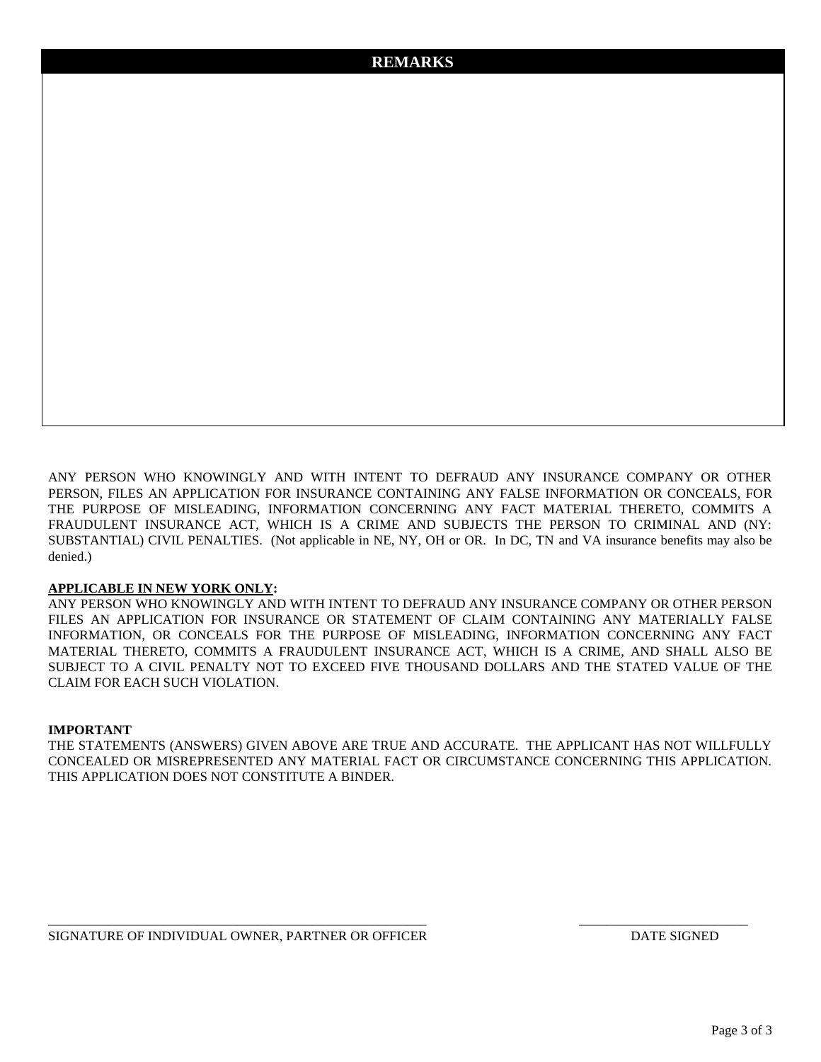## REMARKS

ANY PERSON WHO KNOWINGLY AND WITH INTENT TO DEFRAUD ANY INSURANCE COMPANY OR OTHER PERSON, FILES AN APPLICATION FOR INSURANCE CONTAINING ANY FALSE INFORMATION OR CONCEALS, FOR THE PURPOSE OF MISLEADING, INFORMATION CONCERNING ANY FACT MATERIAL THERETO, COMMITS A FRAUDULENT INSURANCE ACT, WHICH IS A CRIME AND SUBJECTS THE PERSON TO CRIMINAL AND (NY: SUBSTANTIAL) CIVIL PENALTIES. (Not applicable in NE, NY, OH or OR. In DC, TN and VA insurance benefits may also be denied.)

**APPLICABLE IN NEW YORK ONLY:**
ANY PERSON WHO KNOWINGLY AND WITH INTENT TO DEFRAUD ANY INSURANCE COMPANY OR OTHER PERSON FILES AN APPLICATION FOR INSURANCE OR STATEMENT OF CLAIM CONTAINING ANY MATERIALLY FALSE INFORMATION, OR CONCEALS FOR THE PURPOSE OF MISLEADING, INFORMATION CONCERNING ANY FACT MATERIAL THERETO, COMMITS A FRAUDULENT INSURANCE ACT, WHICH IS A CRIME, AND SHALL ALSO BE SUBJECT TO A CIVIL PENALTY NOT TO EXCEED FIVE THOUSAND DOLLARS AND THE STATED VALUE OF THE CLAIM FOR EACH SUCH VIOLATION.

**IMPORTANT**
THE STATEMENTS (ANSWERS) GIVEN ABOVE ARE TRUE AND ACCURATE. THE APPLICANT HAS NOT WILLFULLY CONCEALED OR MISREPRESENTED ANY MATERIAL FACT OR CIRCUMSTANCE CONCERNING THIS APPLICATION. THIS APPLICATION DOES NOT CONSTITUTE A BINDER.

_______________________________________________ _______________________

SIGNATURE OF INDIVIDUAL OWNER, PARTNER OR OFFICER DATE SIGNED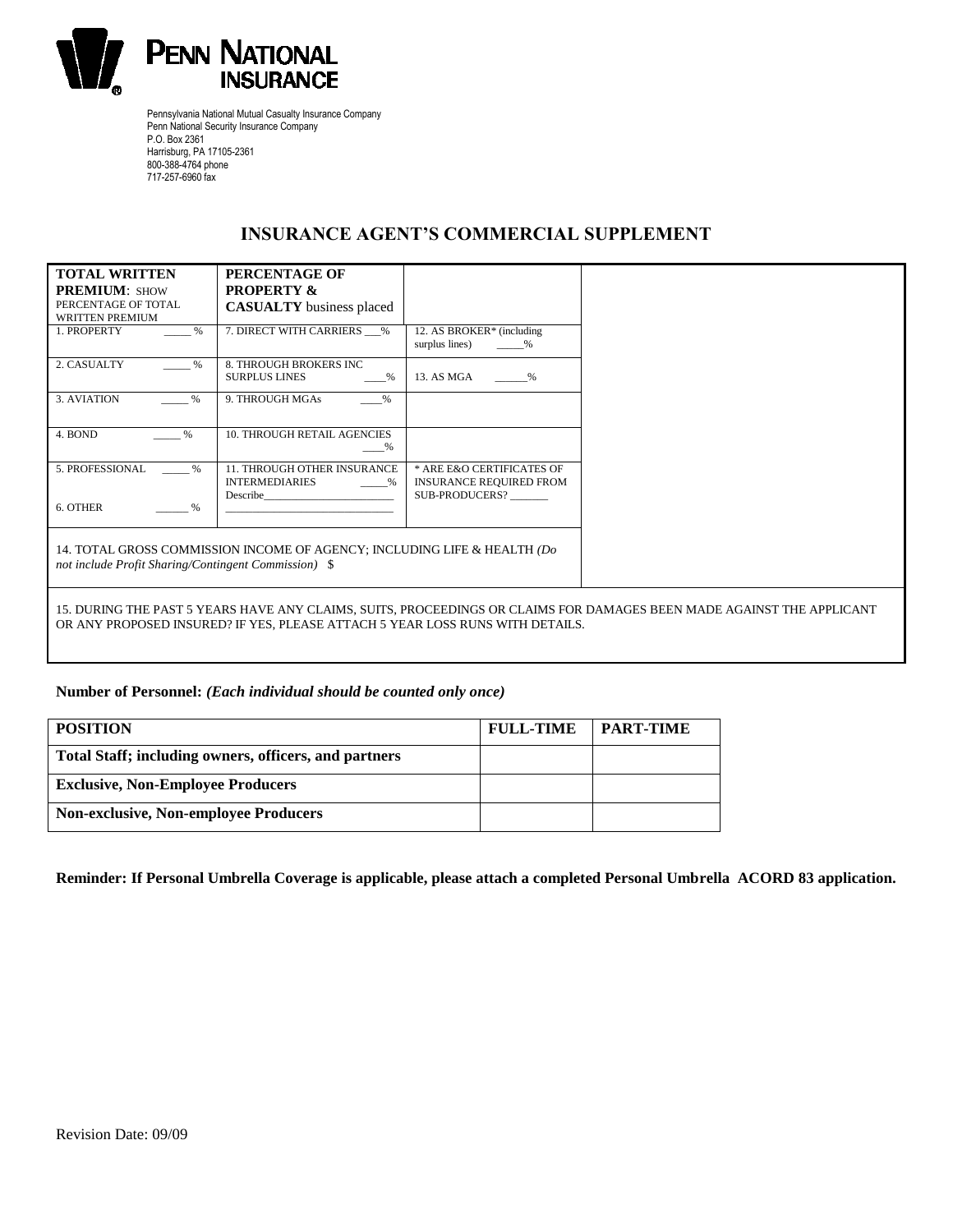# PENN NATIONAL INSURANCE

Pennsylvania National Mutual Casualty Insurance Company
Penn National Security Insurance Company
P.O. Box 2361
Harrisburg, PA 17105-2361
800-388-4764 phone
717-257-6960 fax

## INSURANCE AGENT'S COMMERCIAL SUPPLEMENT

| **TOTAL WRITTEN PREMIUM**: SHOW PERCENTAGE OF TOTAL WRITTEN PREMIUM | **PERCENTAGE OF PROPERTY & CASUALTY** business placed | |
|---|---|---|
| 1. PROPERTY _____ % | 7. DIRECT WITH CARRIERS ___% | 12. AS BROKER* (including surplus lines) _____% |
| 2. CASUALTY _____ % | 8. THROUGH BROKERS INC SURPLUS LINES ____% | 13. AS MGA ______% |
| 3. AVIATION _____ % | 9. THROUGH MGAs ____% | |
| 4. BOND _____ % | 10. THROUGH RETAIL AGENCIES ____% | |
| 5. PROFESSIONAL _____ % <br> 6. OTHER ______ % | 11. THROUGH OTHER INSURANCE INTERMEDIARIES _____% <br> Describe________________________ | * ARE E&O CERTIFICATES OF INSURANCE REQUIRED FROM SUB-PRODUCERS? _______ |

14. TOTAL GROSS COMMISSION INCOME OF AGENCY; INCLUDING LIFE & HEALTH *(Do not include Profit Sharing/Contingent Commission)* $

15. DURING THE PAST 5 YEARS HAVE ANY CLAIMS, SUITS, PROCEEDINGS OR CLAIMS FOR DAMAGES BEEN MADE AGAINST THE APPLICANT OR ANY PROPOSED INSURED? IF YES, PLEASE ATTACH 5 YEAR LOSS RUNS WITH DETAILS.

**Number of Personnel:** ***(Each individual should be counted only once)***

| **POSITION** | **FULL-TIME** | **PART-TIME** |
|---|---|---|
| **Total Staff; including owners, officers, and partners** | | |
| **Exclusive, Non-Employee Producers** | | |
| **Non-exclusive, Non-employee Producers** | | |

**Reminder: If Personal Umbrella Coverage is applicable, please attach a completed Personal Umbrella ACORD 83 application.**

Revision Date: 09/09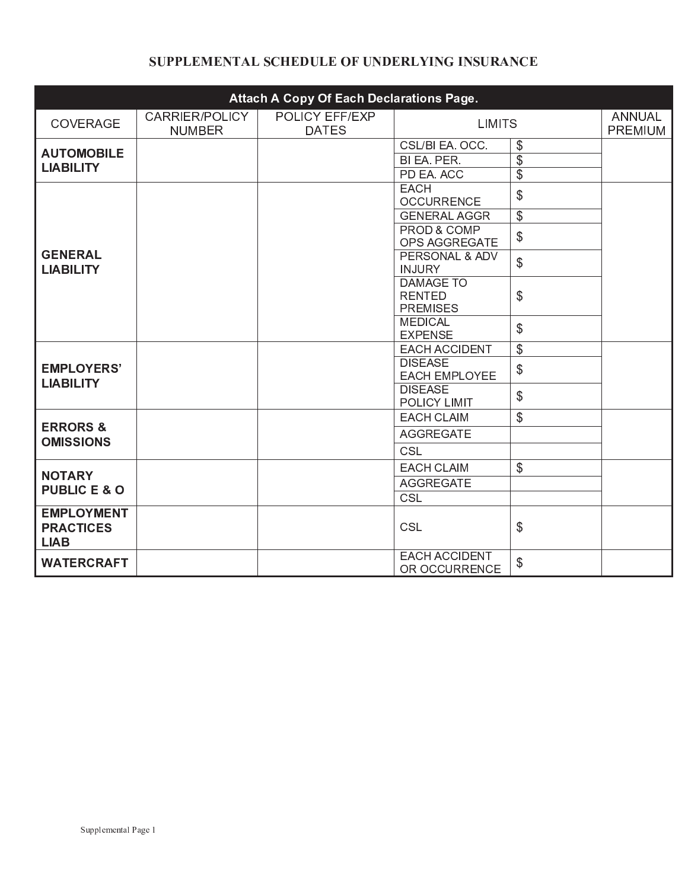# SUPPLEMENTAL SCHEDULE OF UNDERLYING INSURANCE

| Attach A Copy Of Each Declarations Page. | | | | | |
|---|---|---|---|---|---|
| COVERAGE | CARRIER/POLICY NUMBER | POLICY EFF/EXP DATES | LIMITS | | ANNUAL PREMIUM |
| **AUTOMOBILE LIABILITY** | | | CSL/BI EA. OCC. | $ | |
| | | | BI EA. PER. | $ | |
| | | | PD EA. ACC | $ | |
| **GENERAL LIABILITY** | | | EACH OCCURRENCE | $ | |
| | | | GENERAL AGGR | $ | |
| | | | PROD & COMP OPS AGGREGATE | $ | |
| | | | PERSONAL & ADV INJURY | $ | |
| | | | DAMAGE TO RENTED PREMISES | $ | |
| | | | MEDICAL EXPENSE | $ | |
| **EMPLOYERS' LIABILITY** | | | EACH ACCIDENT | $ | |
| | | | DISEASE EACH EMPLOYEE | $ | |
| | | | DISEASE POLICY LIMIT | $ | |
| **ERRORS & OMISSIONS** | | | EACH CLAIM | $ | |
| | | | AGGREGATE | | |
| | | | CSL | | |
| **NOTARY PUBLIC E & O** | | | EACH CLAIM | $ | |
| | | | AGGREGATE | | |
| | | | CSL | | |
| **EMPLOYMENT PRACTICES LIAB** | | | CSL | $ | |
| **WATERCRAFT** | | | EACH ACCIDENT OR OCCURRENCE | $ | |

Supplemental Page 1